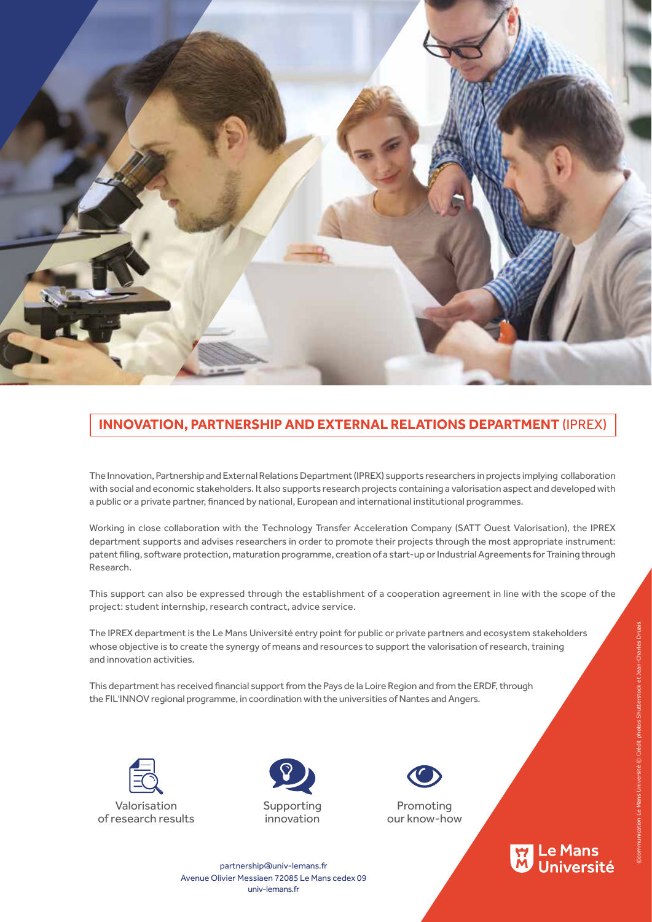# INNOVATION, PARTNERSHIP AND EXTERNAL RELATIONS DEPARTMENT (IPREX)

The Innovation, Partnership and External Relations Department (IPREX) supports researchers in projects implying collaboration with social and economic stakeholders. It also supports research projects containing a valorisation aspect and developed with a public or a private partner, financed by national, European and international institutional programmes.

Working in close collaboration with the Technology Transfer Acceleration Company (SATT Ouest Valorisation), the IPREX department supports and advises researchers in order to promote their projects through the most appropriate instrument: patent filing, software protection, maturation programme, creation of a start-up or Industrial Agreements for Training through Research.

This support can also be expressed through the establishment of a cooperation agreement in line with the scope of the project: student internship, research contract, advice service.

The IPREX department is the Le Mans Université entry point for public or private partners and ecosystem stakeholders whose objective is to create the synergy of means and resources to support the valorisation of research, training and innovation activities.

This department has received financial support from the Pays de la Loire Region and from the ERDF, through the FIL'INNOV regional programme, in coordination with the universities of Nantes and Angers.

Valorisation of research results

Supporting innovation

Promoting our know-how

partnership@univ-lemans.fr
Avenue Olivier Messiaen 72085 Le Mans cedex 09
univ-lemans.fr

Le Mans Université

©communication Le Mans Université © Crédit photos Shutterstock et Jean-Charles Druais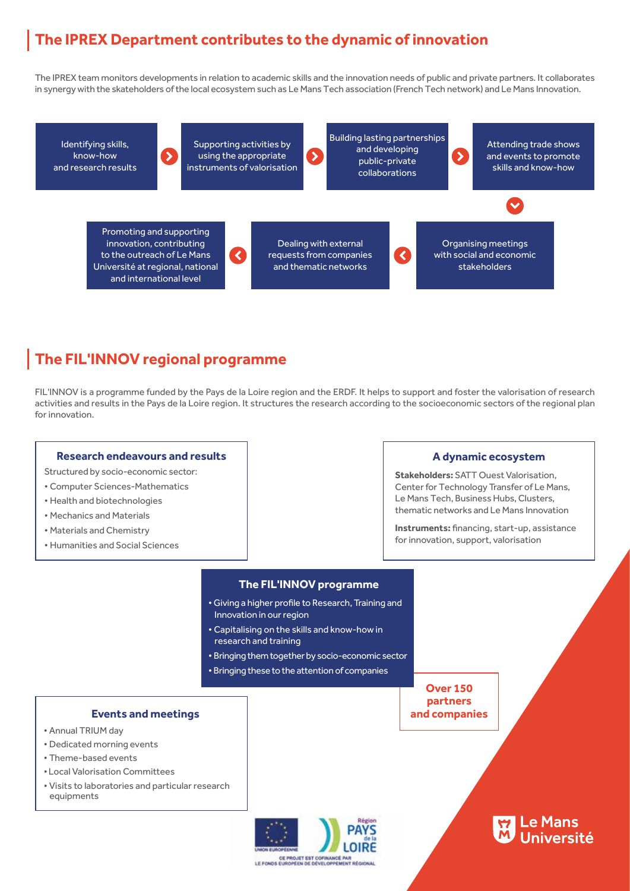## The IPREX Department contributes to the dynamic of innovation

The IPREX team monitors developments in relation to academic skills and the innovation needs of public and private partners. It collaborates in synergy with the skateholders of the local ecosystem such as Le Mans Tech association (French Tech network) and Le Mans Innovation.

Identifying skills, know-how and research results

Supporting activities by using the appropriate instruments of valorisation

Building lasting partnerships and developing public-private collaborations

Attending trade shows and events to promote skills and know-how

Organising meetings with social and economic stakeholders

Dealing with external requests from companies and thematic networks

Promoting and supporting innovation, contributing to the outreach of Le Mans Université at regional, national and international level

## The FIL'INNOV regional programme

FIL'INNOV is a programme funded by the Pays de la Loire region and the ERDF. It helps to support and foster the valorisation of research activities and results in the Pays de la Loire region. It structures the research according to the socioeconomic sectors of the regional plan for innovation.

### Research endeavours and results

Structured by socio-economic sector:

- Computer Sciences-Mathematics
- Health and biotechnologies
- Mechanics and Materials
- Materials and Chemistry
- Humanities and Social Sciences

### A dynamic ecosystem

**Stakeholders:** SATT Ouest Valorisation, Center for Technology Transfer of Le Mans, Le Mans Tech, Business Hubs, Clusters, thematic networks and Le Mans Innovation

**Instruments:** financing, start-up, assistance for innovation, support, valorisation

### The FIL'INNOV programme

- Giving a higher profile to Research, Training and Innovation in our region
- Capitalising on the skills and know-how in research and training
- Bringing them together by socio-economic sector
- Bringing these to the attention of companies

**Over 150 partners and companies**

### Events and meetings

- Annual TRIUM day
- Dedicated morning events
- Theme-based events
- Local Valorisation Committees
- Visits to laboratories and particular research equipments

UNION EUROPÉENNE

Région PAYS de la LOIRE

CE PROJET EST COFINANCÉ PAR LE FONDS EUROPÉEN DE DÉVELOPPEMENT RÉGIONAL

Le Mans Université